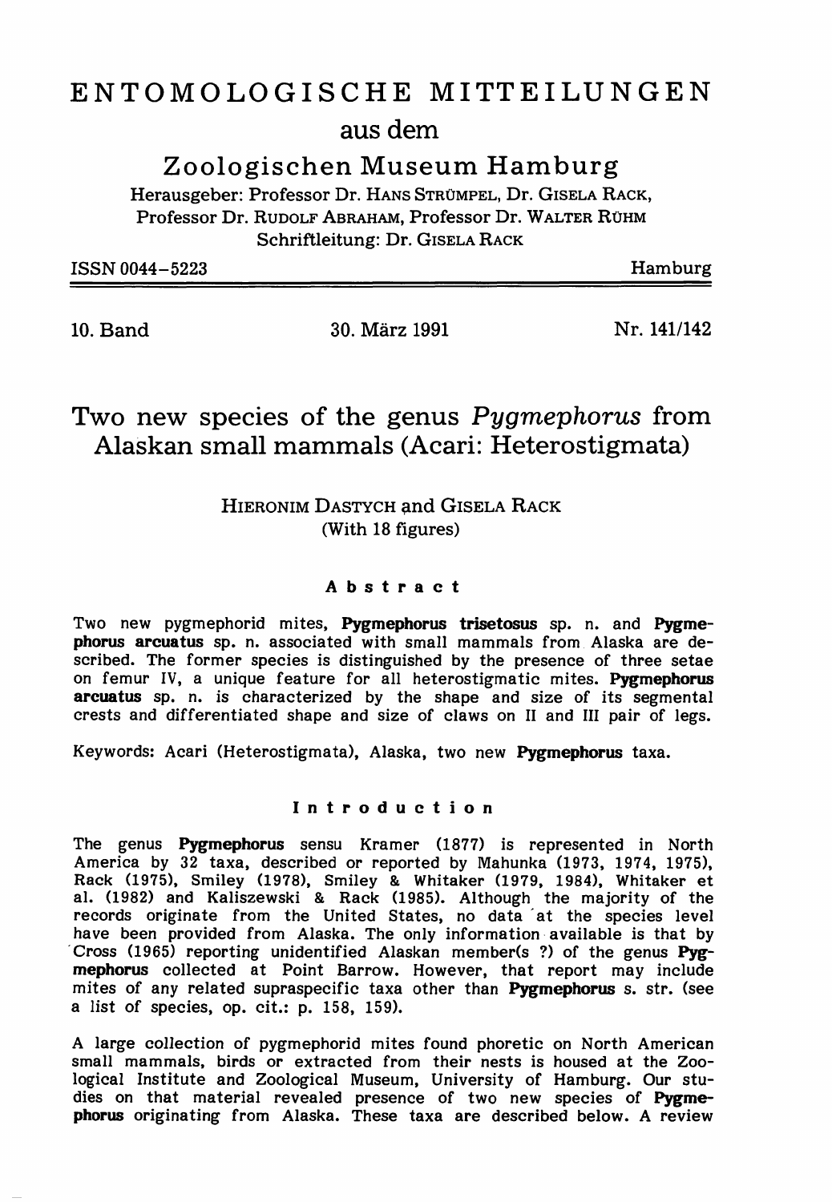# ENTOMOLOGISCHE MITTEILUNGEN

## aus dem

## Zoologischen Museum Hamburg

Herausgeber: Professor Dr. HANS STRÜMPEL, Dr. GISELA RACK, Professor Dr. RUDOLF ABRAHAM, Professor Dr. WALTER RÜHM
Schriftleitung: Dr. GISELA RACK

ISSN 0044–5223 Hamburg

10. Band 30. März 1991 Nr. 141/142

# Two new species of the genus *Pygmephorus* from Alaskan small mammals (Acari: Heterostigmata)

HIERONIM DASTYCH and GISELA RACK
(With 18 figures)

### Abstract

Two new pygmephorid mites, **Pygmephorus trisetosus** sp. n. and **Pygmephorus arcuatus** sp. n. associated with small mammals from Alaska are described. The former species is distinguished by the presence of three setae on femur IV, a unique feature for all heterostigmatic mites. **Pygmephorus arcuatus** sp. n. is characterized by the shape and size of its segmental crests and differentiated shape and size of claws on II and III pair of legs.

Keywords: Acari (Heterostigmata), Alaska, two new **Pygmephorus** taxa.

### Introduction

The genus **Pygmephorus** sensu Kramer (1877) is represented in North America by 32 taxa, described or reported by Mahunka (1973, 1974, 1975), Rack (1975), Smiley (1978), Smiley & Whitaker (1979, 1984), Whitaker et al. (1982) and Kaliszewski & Rack (1985). Although the majority of the records originate from the United States, no data at the species level have been provided from Alaska. The only information available is that by Cross (1965) reporting unidentified Alaskan member(s ?) of the genus **Pygmephorus** collected at Point Barrow. However, that report may include mites of any related supraspecific taxa other than **Pygmephorus** s. str. (see a list of species, op. cit.: p. 158, 159).

A large collection of pygmephorid mites found phoretic on North American small mammals, birds or extracted from their nests is housed at the Zoological Institute and Zoological Museum, University of Hamburg. Our studies on that material revealed presence of two new species of **Pygmephorus** originating from Alaska. These taxa are described below. A review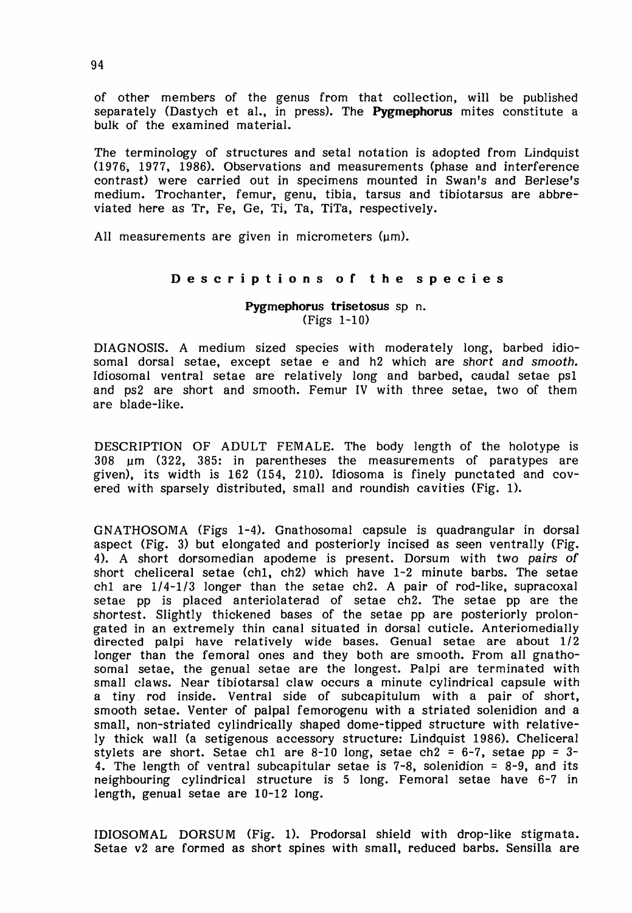of other members of the genus from that collection, will be published separately (Dastych et al., in press). The **Pygmephorus** mites constitute a bulk of the examined material.

The terminology of structures and setal notation is adopted from Lindquist (1976, 1977, 1986). Observations and measurements (phase and interference contrast) were carried out in specimens mounted in Swan's and Berlese's medium. Trochanter, femur, genu, tibia, tarsus and tibiotarsus are abbreviated here as Tr, Fe, Ge, Ti, Ta, TiTa, respectively.

All measurements are given in micrometers (μm).

## Descriptions of the species

### Pygmephorus trisetosus sp n.
(Figs 1-10)

DIAGNOSIS. A medium sized species with moderately long, barbed idiosomal dorsal setae, except setae e and h2 which are *short and smooth.* Idiosomal ventral setae are relatively long and barbed, caudal setae ps1 and ps2 are short and smooth. Femur IV with three setae, two of them are blade-like.

DESCRIPTION OF ADULT FEMALE. The body length of the holotype is 308 μm (322, 385: in parentheses the measurements of paratypes are given), its width is 162 (154, 210). Idiosoma is finely punctated and covered with sparsely distributed, small and roundish cavities (Fig. 1).

GNATHOSOMA (Figs 1-4). Gnathosomal capsule is quadrangular in dorsal aspect (Fig. 3) but elongated and posteriorly incised as seen ventrally (Fig. 4). A short dorsomedian apodeme is present. Dorsum with *two pairs of* short cheliceral setae (ch1, ch2) which have 1-2 minute barbs. The setae ch1 are 1/4-1/3 longer than the setae ch2. A pair of rod-like, supracoxal setae pp is placed anteriolaterad of setae ch2. The setae pp are the shortest. Slightly thickened bases of the setae pp are posteriorly prolongated in an extremely thin canal situated in dorsal cuticle. Anteriomedially directed palpi have relatively wide bases. Genual setae are about 1/2 longer than the femoral ones and they both are smooth. From all gnathosomal setae, the genual setae are the longest. Palpi are terminated with small claws. Near tibiotarsal claw occurs a minute cylindrical capsule with a tiny rod inside. Ventral side of subcapitulum with a pair of short, smooth setae. Venter of palpal femorogenu with a striated solenidion and a small, non-striated cylindrically shaped dome-tipped structure with relatively thick wall (a setigenous accessory structure: Lindquist 1986). Cheliceral stylets are short. Setae ch1 are 8-10 long, setae ch2 = 6-7, setae pp = 3-4. The length of ventral subcapitular setae is 7-8, solenidion = 8-9, and its neighbouring cylindrical structure is 5 long. Femoral setae have 6-7 in length, genual setae are 10-12 long.

IDIOSOMAL DORSUM (Fig. 1). Prodorsal shield with drop-like stigmata. Setae v2 are formed as short spines with small, reduced barbs. Sensilla are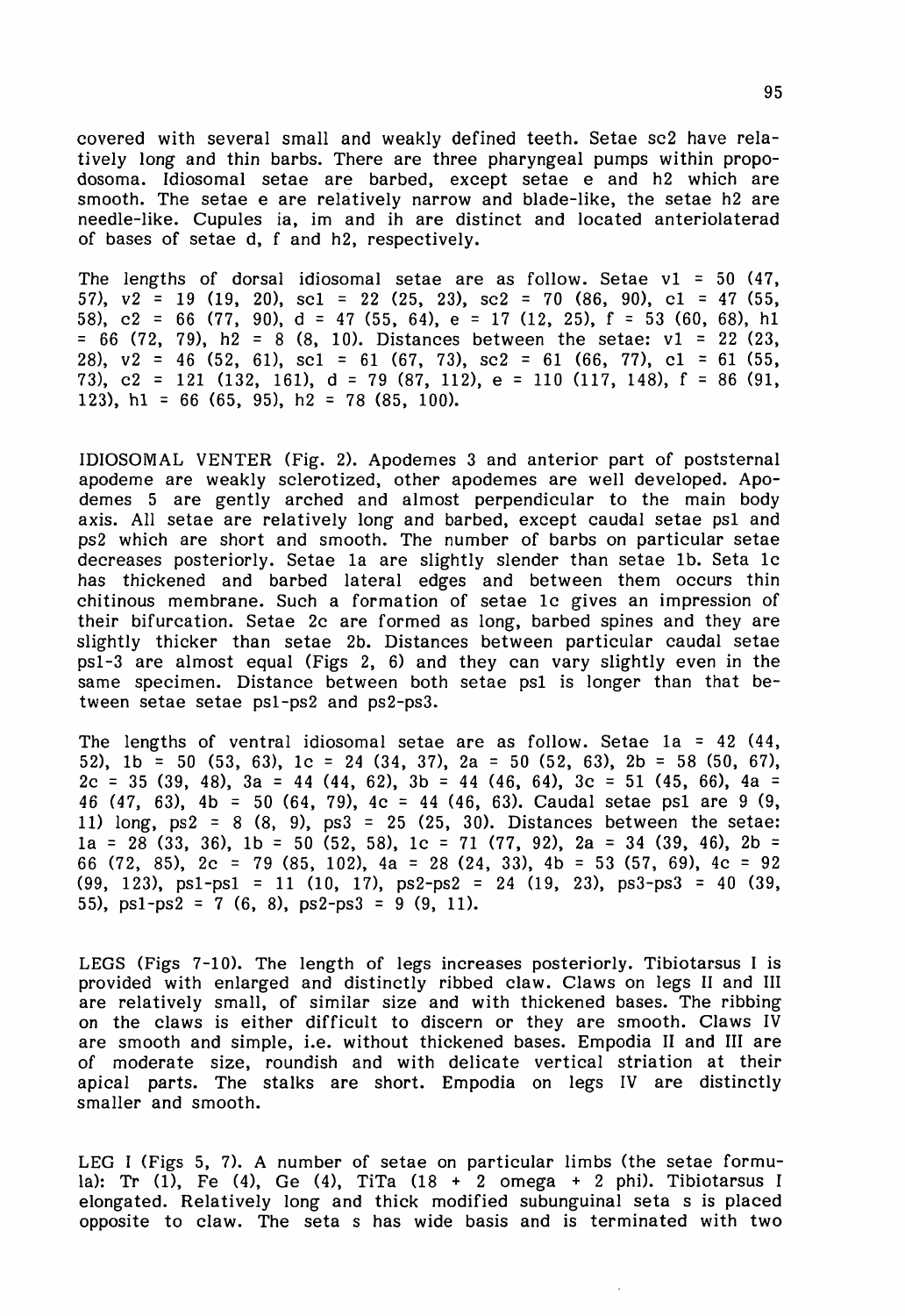covered with several small and weakly defined teeth. Setae sc2 have relatively long and thin barbs. There are three pharyngeal pumps within propodosoma. Idiosomal setae are barbed, except setae e and h2 which are smooth. The setae e are relatively narrow and blade-like, the setae h2 are needle-like. Cupules ia, im and ih are distinct and located anteriolaterad of bases of setae d, f and h2, respectively.

The lengths of dorsal idiosomal setae are as follow. Setae vl = 50 (47, 57), v2 = 19 (19, 20), scl = 22 (25, 23), sc2 = 70 (86, 90), cl = 47 (55, 58), c2 = 66 (77, 90), d = 47 (55, 64), e = 17 (12, 25), f = 53 (60, 68), hl = 66 (72, 79), h2 = 8 (8, 10). Distances between the setae: vl = 22 (23, 28), v2 = 46 (52, 61), scl = 61 (67, 73), sc2 = 61 (66, 77), cl = 61 (55, 73), c2 = 121 (132, 161), d = 79 (87, 112), e = 110 (117, 148), f = 86 (91, 123), hl = 66 (65, 95), h2 = 78 (85, 100).

IDIOSOMAL VENTER (Fig. 2). Apodemes 3 and anterior part of poststernal apodeme are weakly sclerotized, other apodemes are well developed. Apodemes 5 are gently arched and almost perpendicular to the main body axis. All setae are relatively long and barbed, except caudal setae psl and ps2 which are short and smooth. The number of barbs on particular setae decreases posteriorly. Setae la are slightly slender than setae lb. Seta lc has thickened and barbed lateral edges and between them occurs thin chitinous membrane. Such a formation of setae lc gives an impression of their bifurcation. Setae 2c are formed as long, barbed spines and they are slightly thicker than setae 2b. Distances between particular caudal setae psl-3 are almost equal (Figs 2, 6) and they can vary slightly even in the same specimen. Distance between both setae psl is longer than that between setae setae psl-ps2 and ps2-ps3.

The lengths of ventral idiosomal setae are as follow. Setae la = 42 (44, 52), lb = 50 (53, 63), lc = 24 (34, 37), 2a = 50 (52, 63), 2b = 58 (50, 67), 2c = 35 (39, 48), 3a = 44 (44, 62), 3b = 44 (46, 64), 3c = 51 (45, 66), 4a = 46 (47, 63), 4b = 50 (64, 79), 4c = 44 (46, 63). Caudal setae psl are 9 (9, 11) long, ps2 = 8 (8, 9), ps3 = 25 (25, 30). Distances between the setae: la = 28 (33, 36), lb = 50 (52, 58), lc = 71 (77, 92), 2a = 34 (39, 46), 2b = 66 (72, 85), 2c = 79 (85, 102), 4a = 28 (24, 33), 4b = 53 (57, 69), 4c = 92 (99, 123), psl-psl = 11 (10, 17), ps2-ps2 = 24 (19, 23), ps3-ps3 = 40 (39, 55), psl-ps2 = 7 (6, 8), ps2-ps3 = 9 (9, 11).

LEGS (Figs 7-10). The length of legs increases posteriorly. Tibiotarsus I is provided with enlarged and distinctly ribbed claw. Claws on legs II and III are relatively small, of similar size and with thickened bases. The ribbing on the claws is either difficult to discern or they are smooth. Claws IV are smooth and simple, i.e. without thickened bases. Empodia II and III are of moderate size, roundish and with delicate vertical striation at their apical parts. The stalks are short. Empodia on legs IV are distinctly smaller and smooth.

LEG I (Figs 5, 7). A number of setae on particular limbs (the setae formula): Tr (1), Fe (4), Ge (4), TiTa (18 + 2 omega + 2 phi). Tibiotarsus I elongated. Relatively long and thick modified subunguinal seta s is placed opposite to claw. The seta s has wide basis and is terminated with two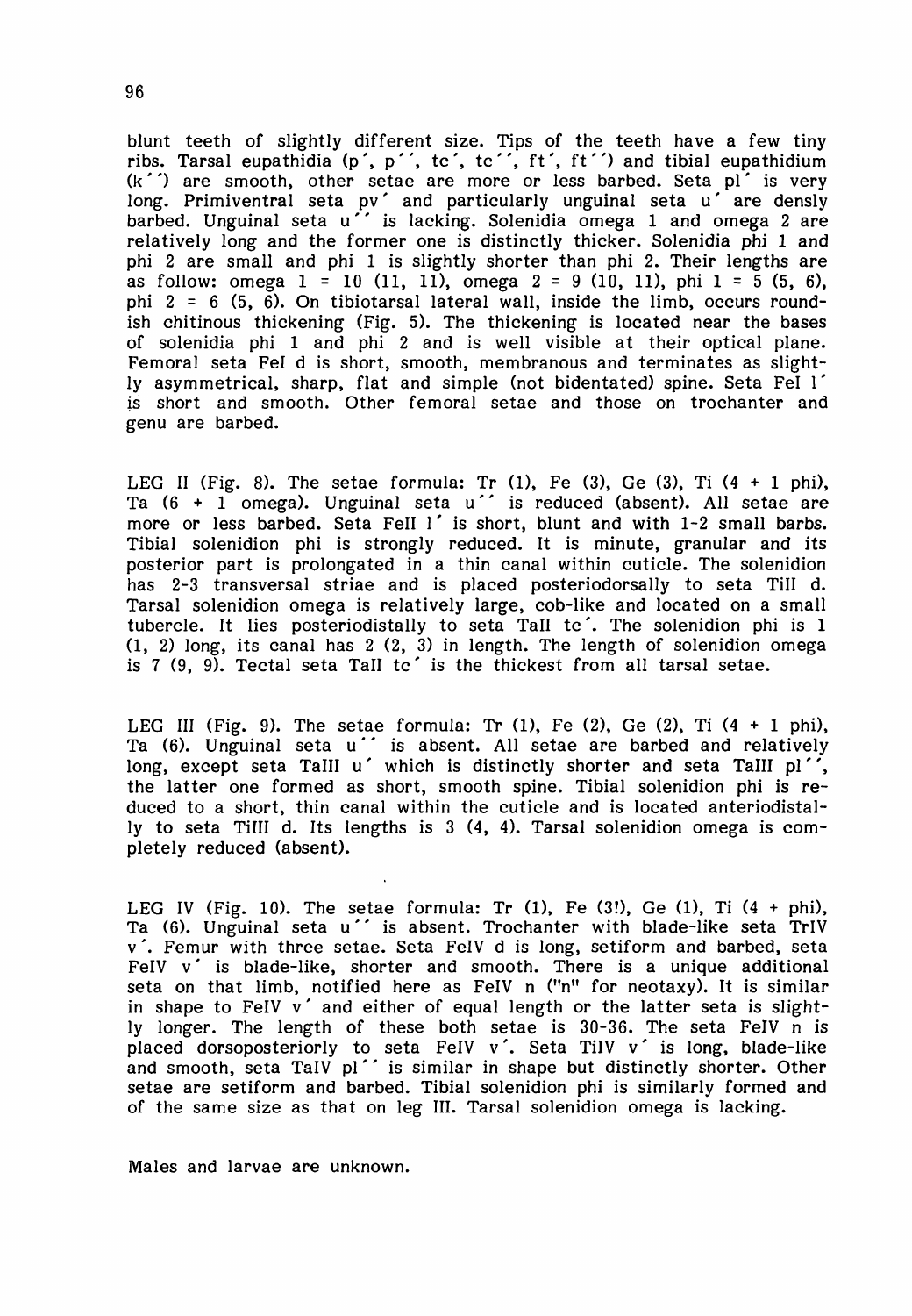blunt teeth of slightly different size. Tips of the teeth have a few tiny ribs. Tarsal eupathidia (p´, p´´, tc´, tc´´, ft´, ft´´) and tibial eupathidium (k´´) are smooth, other setae are more or less barbed. Seta pl´ is very long. Primiventral seta pv´ and particularly unguinal seta u´ are densly barbed. Unguinal seta u´´ is lacking. Solenidia omega 1 and omega 2 are relatively long and the former one is distinctly thicker. Solenidia phi 1 and phi 2 are small and phi 1 is slightly shorter than phi 2. Their lengths are as follow: omega 1 = 10 (11, 11), omega 2 = 9 (10, 11), phi 1 = 5 (5, 6), phi 2 = 6 (5, 6). On tibiotarsal lateral wall, inside the limb, occurs roundish chitinous thickening (Fig. 5). The thickening is located near the bases of solenidia phi 1 and phi 2 and is well visible at their optical plane. Femoral seta FeI d is short, smooth, membranous and terminates as slightly asymmetrical, sharp, flat and simple (not bidentated) spine. Seta FeI l´ is short and smooth. Other femoral setae and those on trochanter and genu are barbed.

LEG II (Fig. 8). The setae formula: Tr (1), Fe (3), Ge (3), Ti (4 + 1 phi), Ta (6 + 1 omega). Unguinal seta u´´ is reduced (absent). All setae are more or less barbed. Seta FeII l´ is short, blunt and with 1-2 small barbs. Tibial solenidion phi is strongly reduced. It is minute, granular and its posterior part is prolongated in a thin canal within cuticle. The solenidion has 2-3 transversal striae and is placed posteriodorsally to seta TiII d. Tarsal solenidion omega is relatively large, cob-like and located on a small tubercle. It lies posteriodistally to seta TaII tc´. The solenidion phi is 1 (1, 2) long, its canal has 2 (2, 3) in length. The length of solenidion omega is 7 (9, 9). Tectal seta TaII tc´ is the thickest from all tarsal setae.

LEG III (Fig. 9). The setae formula: Tr (1), Fe (2), Ge (2), Ti (4 + 1 phi), Ta (6). Unguinal seta u´´ is absent. All setae are barbed and relatively long, except seta TaIII u´ which is distinctly shorter and seta TaIII pl´´, the latter one formed as short, smooth spine. Tibial solenidion phi is reduced to a short, thin canal within the cuticle and is located anteriodistally to seta TiIII d. Its lengths is 3 (4, 4). Tarsal solenidion omega is completely reduced (absent).

LEG IV (Fig. 10). The setae formula: Tr (1), Fe (3!), Ge (1), Ti (4 + phi), Ta (6). Unguinal seta u´´ is absent. Trochanter with blade-like seta TrIV v´. Femur with three setae. Seta FeIV d is long, setiform and barbed, seta FeIV v´ is blade-like, shorter and smooth. There is a unique additional seta on that limb, notified here as FeIV n ("n" for neotaxy). It is similar in shape to FeIV v´ and either of equal length or the latter seta is slightly longer. The length of these both setae is 30-36. The seta FeIV n is placed dorsoposteriorly to seta FeIV v´. Seta TiIV v´ is long, blade-like and smooth, seta TaIV pl´´ is similar in shape but distinctly shorter. Other setae are setiform and barbed. Tibial solenidion phi is similarly formed and of the same size as that on leg III. Tarsal solenidion omega is lacking.

Males and larvae are unknown.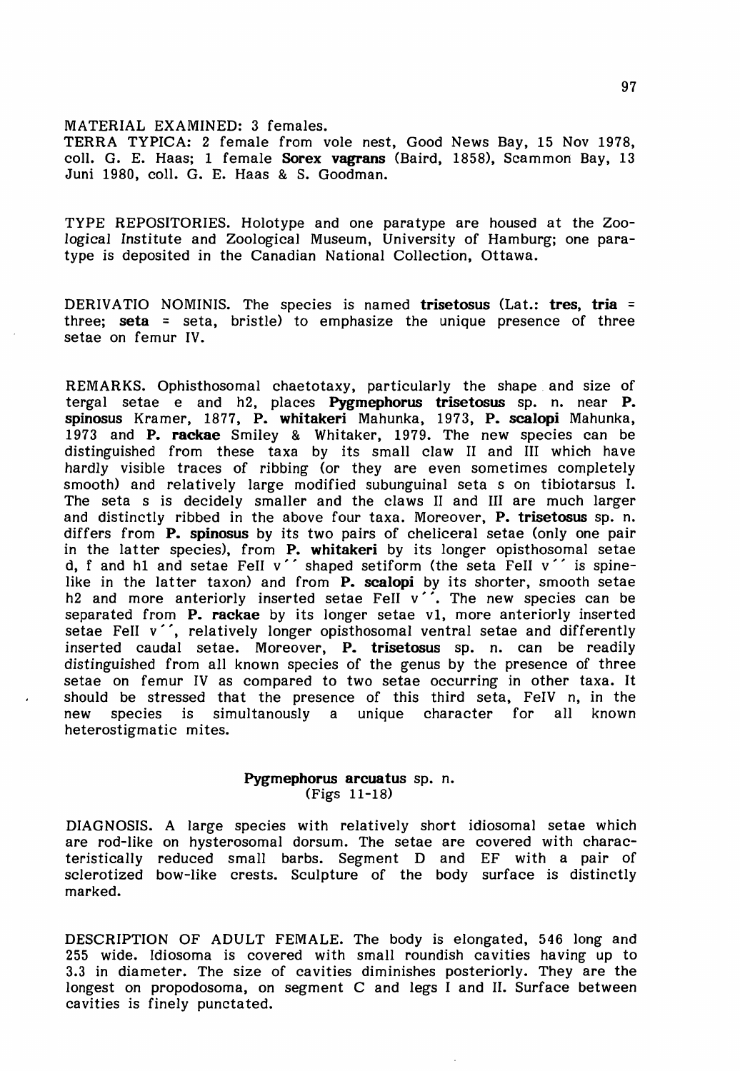MATERIAL EXAMINED: 3 females.
TERRA TYPICA: 2 female from vole nest, Good News Bay, 15 Nov 1978, coll. G. E. Haas; 1 female **Sorex vagrans** (Baird, 1858), Scammon Bay, 13 Juni 1980, coll. G. E. Haas & S. Goodman.

TYPE REPOSITORIES. Holotype and one paratype are housed at the Zoological Institute and Zoological Museum, University of Hamburg; one paratype is deposited in the Canadian National Collection, Ottawa.

DERIVATIO NOMINIS. The species is named **trisetosus** (Lat.: **tres, tria** = three; **seta** = seta, bristle) to emphasize the unique presence of three setae on femur IV.

REMARKS. Ophisthosomal chaetotaxy, particularly the shape and size of tergal setae e and h2, places **Pygmephorus trisetosus** sp. n. near **P. spinosus** Kramer, 1877, **P. whitakeri** Mahunka, 1973, **P. scalopi** Mahunka, 1973 and **P. rackae** Smiley & Whitaker, 1979. The new species can be distinguished from these taxa by its small claw II and III which have hardly visible traces of ribbing (or they are even sometimes completely smooth) and relatively large modified subunguinal seta s on tibiotarsus I. The seta s is decidely smaller and the claws II and III are much larger and distinctly ribbed in the above four taxa. Moreover, **P. trisetosus** sp. n. differs from **P. spinosus** by its two pairs of cheliceral setae (only one pair in the latter species), from **P. whitakeri** by its longer opisthosomal setae d, f and hl and setae FeII v´´ shaped setiform (the seta FeII v´´ is spine-like in the latter taxon) and from **P. scalopi** by its shorter, smooth setae h2 and more anteriorly inserted setae FeII v´´. The new species can be separated from **P. rackae** by its longer setae v1, more anteriorly inserted setae FeII v´´, relatively longer opisthosomal ventral setae and differently inserted caudal setae. Moreover, **P. trisetosus** sp. n. can be readily distinguished from all known species of the genus by the presence of three setae on femur IV as compared to two setae occurring in other taxa. It should be stressed that the presence of this third seta, FeIV n, in the new species is simultanously a unique character for all known heterostigmatic mites.

## **Pygmephorus arcuatus** sp. n.
(Figs 11-18)

DIAGNOSIS. A large species with relatively short idiosomal setae which are rod-like on hysterosomal dorsum. The setae are covered with characteristically reduced small barbs. Segment D and EF with a pair of sclerotized bow-like crests. Sculpture of the body surface is distinctly marked.

DESCRIPTION OF ADULT FEMALE. The body is elongated, 546 long and 255 wide. Idiosoma is covered with small roundish cavities having up to 3.3 in diameter. The size of cavities diminishes posteriorly. They are the longest on propodosoma, on segment C and legs I and II. Surface between cavities is finely punctated.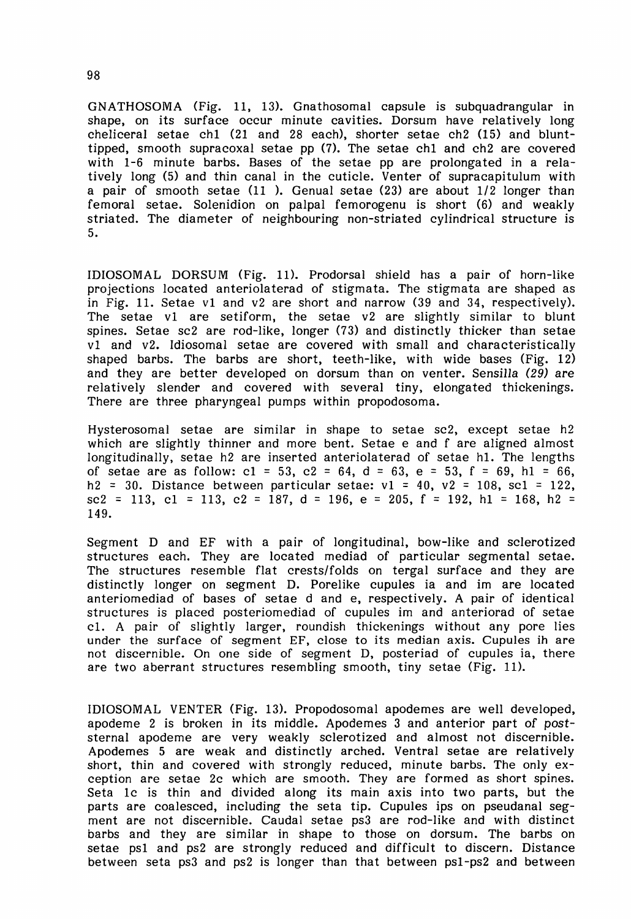GNATHOSOMA (Fig. 11, 13). Gnathosomal capsule is subquadrangular in shape, on its surface occur minute cavities. Dorsum have relatively long cheliceral setae chl (21 and 28 each), shorter setae ch2 (15) and blunt-tipped, smooth supracoxal setae pp (7). The setae chl and ch2 are covered with 1-6 minute barbs. Bases of the setae pp are prolongated in a relatively long (5) and thin canal in the cuticle. Venter of supracapitulum with a pair of smooth setae (11 ). Genual setae (23) are about 1/2 longer than femoral setae. Solenidion on palpal femorogenu is short (6) and weakly striated. The diameter of neighbouring non-striated cylindrical structure is 5.

IDIOSOMAL DORSUM (Fig. 11). Prodorsal shield has a pair of horn-like projections located anteriolaterad of stigmata. The stigmata are shaped as in Fig. 11. Setae v1 and v2 are short and narrow (39 and 34, respectively). The setae v1 are setiform, the setae v2 are slightly similar than blunt spines. Setae sc2 are rod-like, longer (73) and distinctly thicker than setae v1 and v2. Idiosomal setae are covered with small and characteristically shaped barbs. The barbs are short, teeth-like, with wide bases (Fig. 12) and they are better developed on dorsum than on venter. Sensilla (29) are relatively slender and covered with several tiny, elongated thickenings. There are three pharyngeal pumps within propodosoma.

Hysterosomal setae are similar in shape to setae sc2, except setae h2 which are slightly thinner and more bent. Setae e and f are aligned almost longitudinally, setae h2 are inserted anteriolaterad of setae h1. The lengths of setae are as follow: c1 = 53, c2 = 64, d = 63, e = 53, f = 69, h1 = 66, h2 = 30. Distance between particular setae: v1 = 40, v2 = 108, sc1 = 122, sc2 = 113, c1 = 113, c2 = 187, d = 196, e = 205, f = 192, h1 = 168, h2 = 149.

Segment D and EF with a pair of longitudinal, bow-like and sclerotized structures each. They are located mediad of particular segmental setae. The structures resemble flat crests/folds on tergal surface and they are distinctly longer on segment D. Porelike cupules ia and im are located anteriomediad of bases of setae d and e, respectively. A pair of identical structures is placed posteriomediad of cupules im and anteriorad of setae c1. A pair of slightly larger, roundish thickenings without any pore lies under the surface of segment EF, close to its median axis. Cupules ih are not discernible. On one side of segment D, posteriad of cupules ia, there are two aberrant structures resembling smooth, tiny setae (Fig. 11).

IDIOSOMAL VENTER (Fig. 13). Propodosomal apodemes are well developed, apodeme 2 is broken in its middle. Apodemes 3 and anterior part of post-sternal apodeme are very weakly sclerotized and almost not discernible. Apodemes 5 are weak and distinctly arched. Ventral setae are relatively short, thin and covered with strongly reduced, minute barbs. The only exception are setae 2c which are smooth. They are formed as short spines. Seta 1c is thin and divided along its main axis into two parts, but the parts are coalesced, including the seta tip. Cupules ips on pseudanal segment are not discernible. Caudal setae ps3 are rod-like and with distinct barbs and they are similar in shape to those on dorsum. The barbs on setae ps1 and ps2 are strongly reduced and difficult to discern. Distance between seta ps3 and ps2 is longer than that between ps1-ps2 and between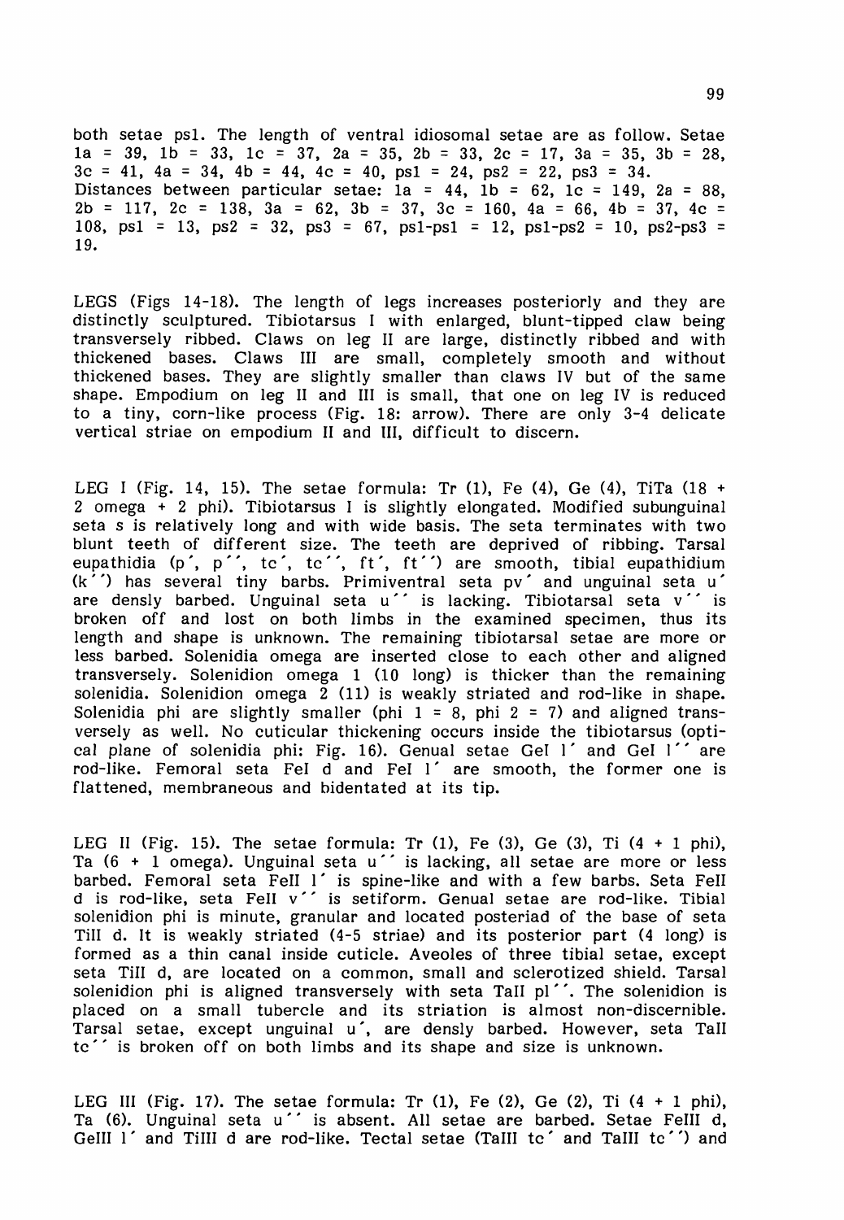both setae psl. The length of ventral idiosomal setae are as follow. Setae 1a = 39, 1b = 33, 1c = 37, 2a = 35, 2b = 33, 2c = 17, 3a = 35, 3b = 28, 3c = 41, 4a = 34, 4b = 44, 4c = 40, psl = 24, ps2 = 22, ps3 = 34.
Distances between particular setae: 1a = 44, 1b = 62, 1c = 149, 2a = 88, 2b = 117, 2c = 138, 3a = 62, 3b = 37, 3c = 160, 4a = 66, 4b = 37, 4c = 108, psl = 13, ps2 = 32, ps3 = 67, psl-psl = 12, psl-ps2 = 10, ps2-ps3 = 19.

LEGS (Figs 14-18). The length of legs increases posteriorly and they are distinctly sculptured. Tibiotarsus I with enlarged, blunt-tipped claw being transversely ribbed. Claws on leg II are large, distinctly ribbed and with thickened bases. Claws III are small, completely smooth and without thickened bases. They are slightly smaller than claws IV but of the same shape. Empodium on leg II and III is small, that one on leg IV is reduced to a tiny, corn-like process (Fig. 18: arrow). There are only 3-4 delicate vertical striae on empodium II and III, difficult to discern.

LEG I (Fig. 14, 15). The setae formula: Tr (1), Fe (4), Ge (4), TiTa (18 + 2 omega + 2 phi). Tibiotarsus I is slightly elongated. Modified subunguinal seta s is relatively long and with wide basis. The seta terminates with two blunt teeth of different size. The teeth are deprived of ribbing. Tarsal eupathidia (p´, p´´, tc´, tc´´, ft´, ft´´) are smooth, tibial eupathidium (k´´) has several tiny barbs. Primiventral seta pv´ and unguinal seta u´ are densly barbed. Unguinal seta u´´ is lacking. Tibiotarsal seta v´´ is broken off and lost on both limbs in the examined specimen, thus its length and shape is unknown. The remaining tibiotarsal setae are more or less barbed. Solenidia omega are inserted close to each other and aligned transversely. Solenidion omega 1 (10 long) is thicker than the remaining solenidia. Solenidion omega 2 (11) is weakly striated and rod-like in shape. Solenidia phi are slightly smaller (phi 1 = 8, phi 2 = 7) and aligned transversely as well. No cuticular thickening occurs inside the tibiotarsus (optical plane of solenidia phi: Fig. 16). Genual setae GeI l´ and GeI l´´ are rod-like. Femoral seta FeI d and FeI l´ are smooth, the former one is flattened, membraneous and bidentated at its tip.

LEG II (Fig. 15). The setae formula: Tr (1), Fe (3), Ge (3), Ti (4 + 1 phi), Ta (6 + 1 omega). Unguinal seta u´´ is lacking, all setae are more or less barbed. Femoral seta FeII l´ is spine-like and with a few barbs. Seta FeII d is rod-like, seta FeII v´´ is setiform. Genual setae are rod-like. Tibial solenidion phi is minute, granular and located posteriad of the base of seta TiII d. It is weakly striated (4-5 striae) and its posterior part (4 long) is formed as a thin canal inside cuticle. Aveoles of three tibial setae, except seta TiII d, are located on a common, small and sclerotized shield. Tarsal solenidion phi is aligned transversely with seta TaII pl´´. The solenidion is placed on a small tubercle and its striation is almost non-discernible. Tarsal setae, except unguinal u´, are densly barbed. However, seta TaII tc´´ is broken off on both limbs and its shape and size is unknown.

LEG III (Fig. 17). The setae formula: Tr (1), Fe (2), Ge (2), Ti (4 + 1 phi), Ta (6). Unguinal seta u´´ is absent. All setae are barbed. Setae FeIII d, GeIII l´ and TiIII d are rod-like. Tectal setae (TaIII tc´ and TaIII tc´´) and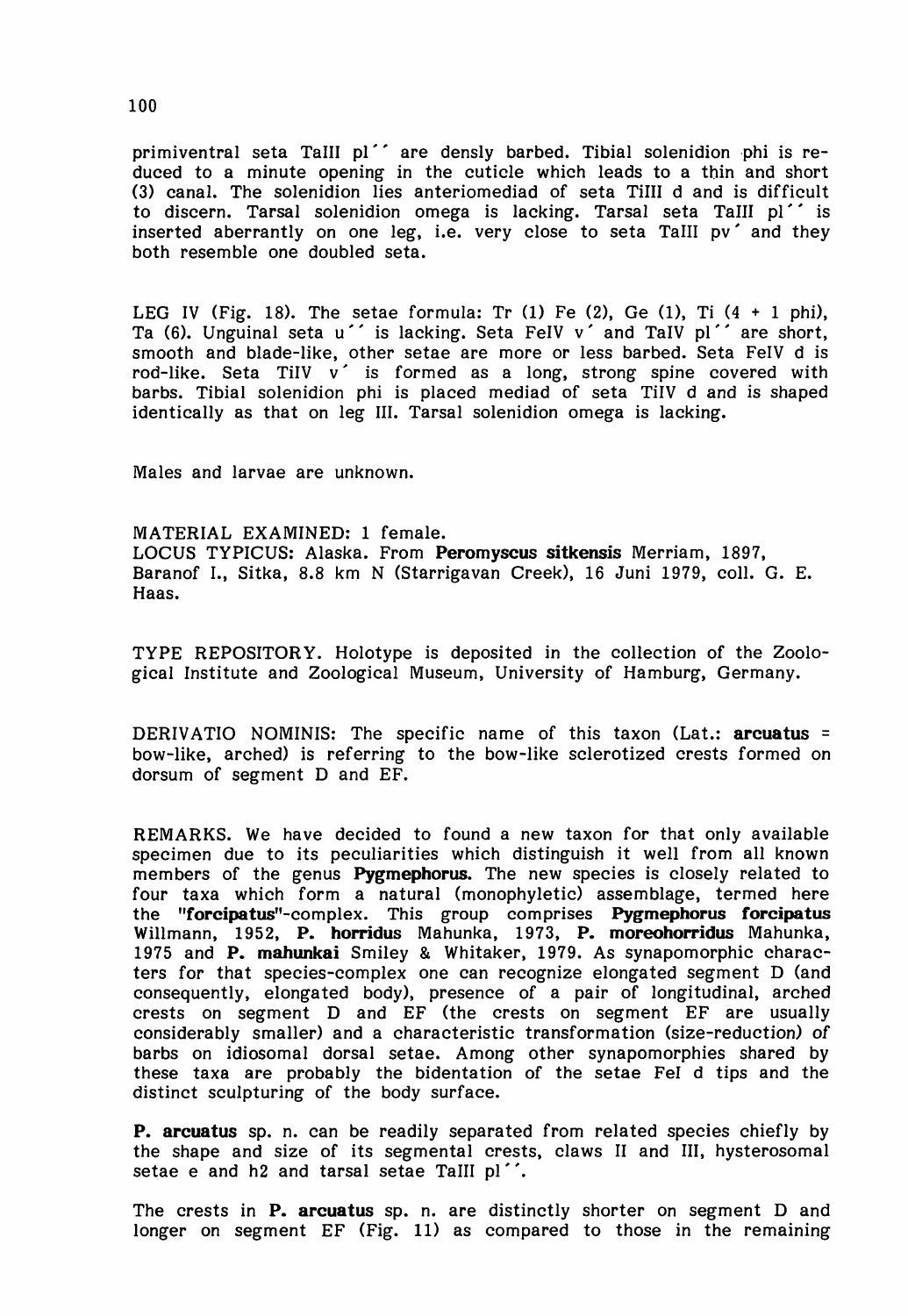primiventral seta TaIII pl´´ are densly barbed. Tibial solenidion phi is reduced to a minute opening in the cuticle which leads to a thin and short (3) canal. The solenidion lies anteriomediad of seta TiIII d and is difficult to discern. Tarsal solenidion omega is lacking. Tarsal seta TaIII pl´´ is inserted aberrantly on one leg, i.e. very close to seta TaIII pv´ and they both resemble one doubled seta.

LEG IV (Fig. 18). The setae formula: Tr (1) Fe (2), Ge (1), Ti (4 + 1 phi), Ta (6). Unguinal seta u´´ is lacking. Seta FeIV v´ and TaIV pl´´ are short, smooth and blade-like, other setae are more or less barbed. Seta FeIV d is rod-like. Seta TiIV v´ is formed as a long, strong spine covered with barbs. Tibial solenidion phi is placed mediad of seta TiIV d and is shaped identically as that on leg III. Tarsal solenidion omega is lacking.

Males and larvae are unknown.

MATERIAL EXAMINED: 1 female.
LOCUS TYPICUS: Alaska. From **Peromyscus sitkensis** Merriam, 1897, Baranof I., Sitka, 8.8 km N (Starrigavan Creek), 16 Juni 1979, coll. G. E. Haas.

TYPE REPOSITORY. Holotype is deposited in the collection of the Zoological Institute and Zoological Museum, University of Hamburg, Germany.

DERIVATIO NOMINIS: The specific name of this taxon (Lat.: **arcuatus** = bow-like, arched) is referring to the bow-like sclerotized crests formed on dorsum of segment D and EF.

REMARKS. We have decided to found a new taxon for that only available specimen due to its peculiarities which distinguish it well from all known members of the genus **Pygmephorus.** The new species is closely related to four taxa which form a natural (monophyletic) assemblage, termed here the "**forcipatus**"-complex. This group comprises **Pygmephorus forcipatus** Willmann, 1952, **P. horridus** Mahunka, 1973, **P. moreohorridus** Mahunka, 1975 and **P. mahunkai** Smiley & Whitaker, 1979. As synapomorphic characters for that species-complex one can recognize elongated segment D (and consequently, elongated body), presence of a pair of longitudinal, arched crests on segment D and EF (the crests on segment EF are usually considerably smaller) and a characteristic transformation (size-reduction) of barbs on idiosomal dorsal setae. Among other synapomorphies shared by these taxa are probably the bidentation of the setae FeI d tips and the distinct sculpturing of the body surface.

**P. arcuatus** sp. n. can be readily separated from related species chiefly by the shape and size of its segmental crests, claws II and III, hysterosomal setae e and h2 and tarsal setae TaIII pl´´.

The crests in **P. arcuatus** sp. n. are distinctly shorter on segment D and longer on segment EF (Fig. 11) as compared to those in the remaining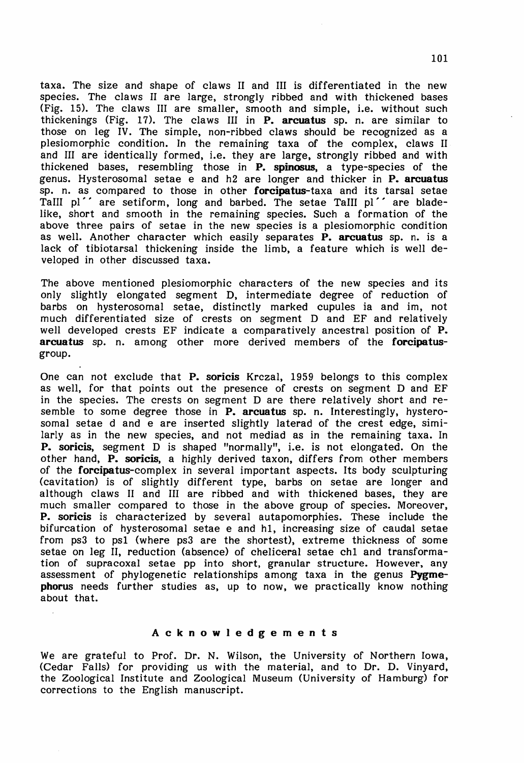taxa. The size and shape of claws II and III is differentiated in the new species. The claws II are large, strongly ribbed and with thickened bases (Fig. 15). The claws III are smaller, smooth and simple, i.e. without such thickenings (Fig. 17). The claws III in **P. arcuatus** sp. n. are similar to those on leg IV. The simple, non-ribbed claws should be recognized as a plesiomorphic condition. In the remaining taxa of the complex, claws II and III are identically formed, i.e. they are large, strongly ribbed and with thickened bases, resembling those in **P. spinosus**, a type-species of the genus. Hysterosomal setae e and h2 are longer and thicker in **P. arcuatus** sp. n. as compared to those in other **forcipatus**-taxa and its tarsal setae TaIII pl´´ are setiform, long and barbed. The setae TaIII pl´´ are blade-like, short and smooth in the remaining species. Such a formation of the above three pairs of setae in the new species is a plesiomorphic condition as well. Another character which easily separates **P. arcuatus** sp. n. is a lack of tibiotarsal thickening inside the limb, a feature which is well developed in other discussed taxa.

The above mentioned plesiomorphic characters of the new species and its only slightly elongated segment D, intermediate degree of reduction of barbs on hysterosomal setae, distinctly marked cupules ia and im, not much differentiated size of crests on segment D and EF and relatively well developed crests EF indicate a comparatively ancestral position of **P. arcuatus** sp. n. among other more derived members of the **forcipatus**-group.

One can not exclude that **P. soricis** Krczal, 1959 belongs to this complex as well, for that points out the presence of crests on segment D and EF in the species. The crests on segment D are there relatively short and resemble to some degree those in **P. arcuatus** sp. n. Interestingly, hysterosomal setae d and e are inserted slightly laterad of the crest edge, similarly as in the new species, and not mediad as in the remaining taxa. In **P. soricis**, segment D is shaped "normally", i.e. is not elongated. On the other hand, **P. soricis**, a highly derived taxon, differs from other members of the **forcipatus**-complex in several important aspects. Its body sculpturing (cavitation) is of slightly different type, barbs on setae are longer and although claws II and III are ribbed and with thickened bases, they are much smaller compared to those in the above group of species. Moreover, **P. soricis** is characterized by several autapomorphies. These include the bifurcation of hysterosomal setae e and h1, increasing size of caudal setae from ps3 to ps1 (where ps3 are the shortest), extreme thickness of some setae on leg II, reduction (absence) of cheliceral setae ch1 and transformation of supracoxal setae pp into short, granular structure. However, any assessment of phylogenetic relationships among taxa in the genus **Pygmephorus** needs further studies as, up to now, we practically know nothing about that.

## Acknowledgements

We are grateful to Prof. Dr. N. Wilson, the University of Northern Iowa, (Cedar Falls) for providing us with the material, and to Dr. D. Vinyard, the Zoological Institute and Zoological Museum (University of Hamburg) for corrections to the English manuscript.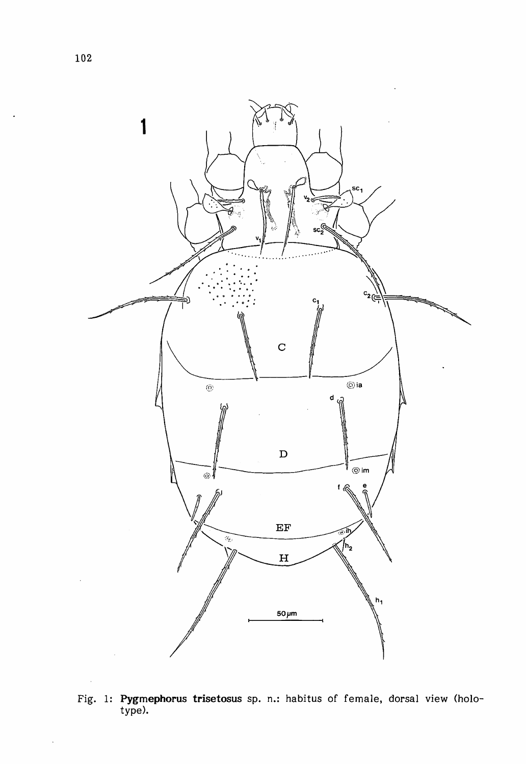Fig. 1: **Pygmephorus trisetosus** sp. n.: habitus of female, dorsal view (holotype).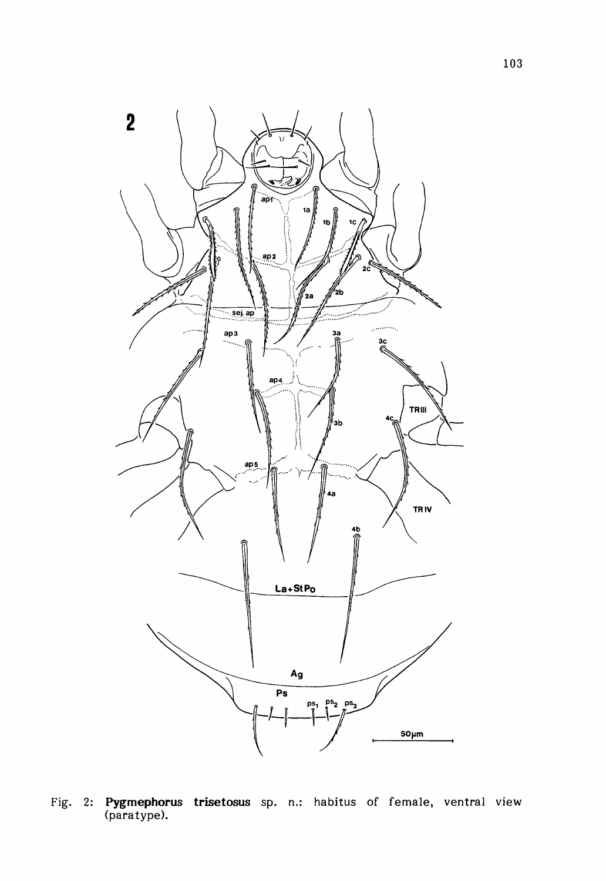Fig. 2: **Pygmephorus trisetosus** sp. n.: habitus of female, ventral view (paratype).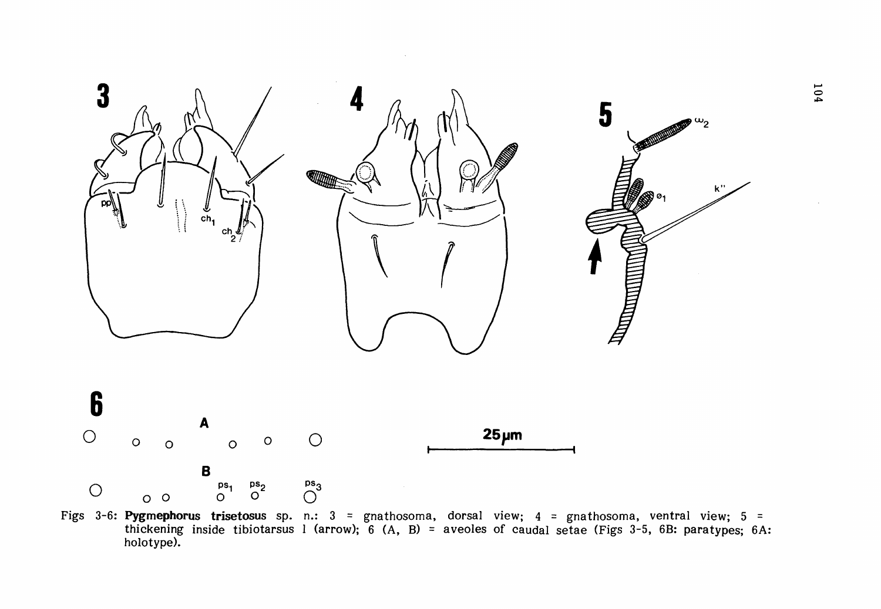Figs 3-6: **Pygmephorus trisetosus** sp. n.: 3 = gnathosoma, dorsal view; 4 = gnathosoma, ventral view; 5 = thickening inside tibiotarsus I (arrow); 6 (A, B) = aveoles of caudal setae (Figs 3-5, 6B: paratypes; 6A: holotype).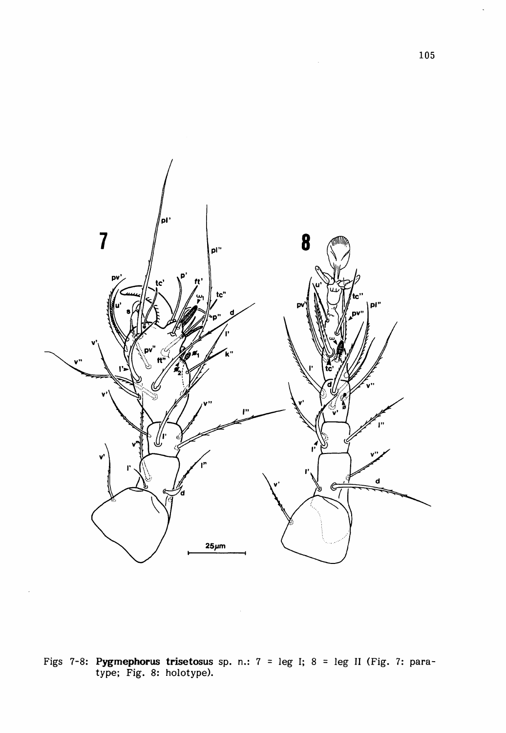Figs 7-8: **Pygmephorus trisetosus** sp. n.: 7 = leg I; 8 = leg II (Fig. 7: paratype; Fig. 8: holotype).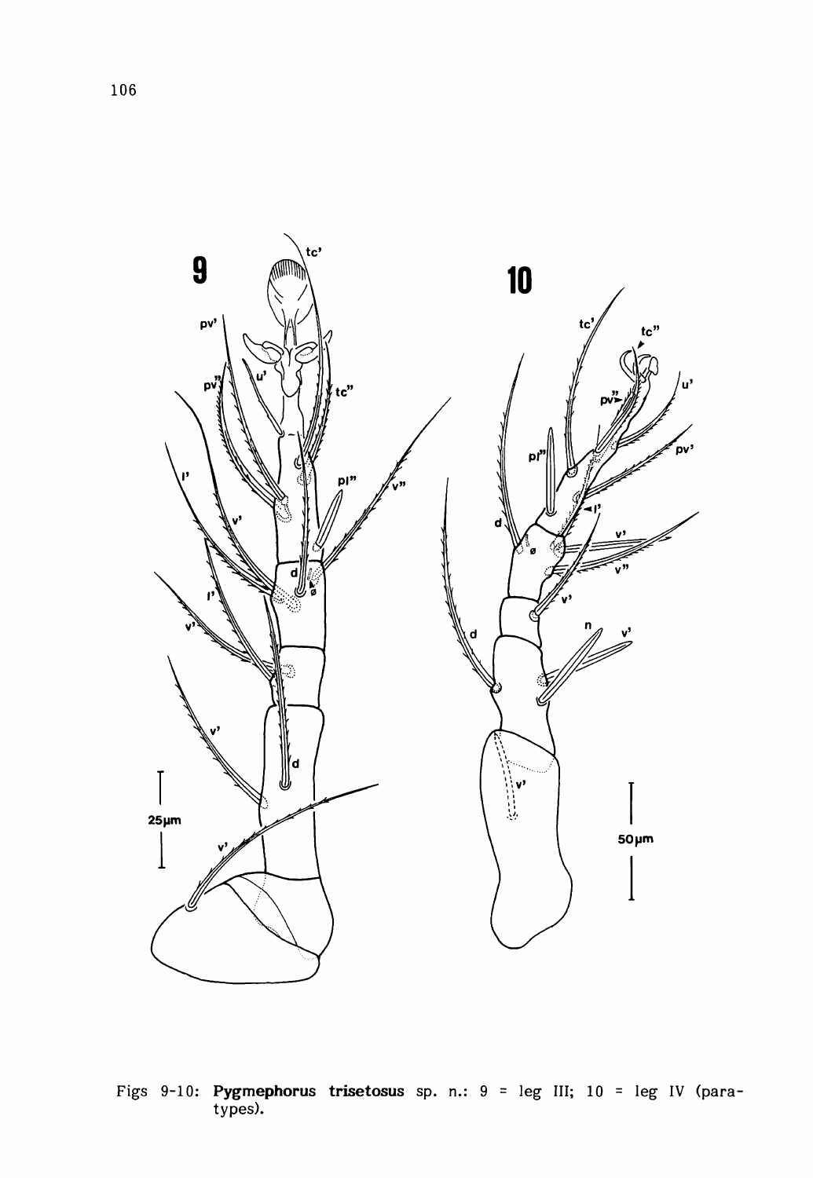Figs 9-10: **Pygmephorus trisetosus** sp. n.: 9 = leg III; 10 = leg IV (paratypes).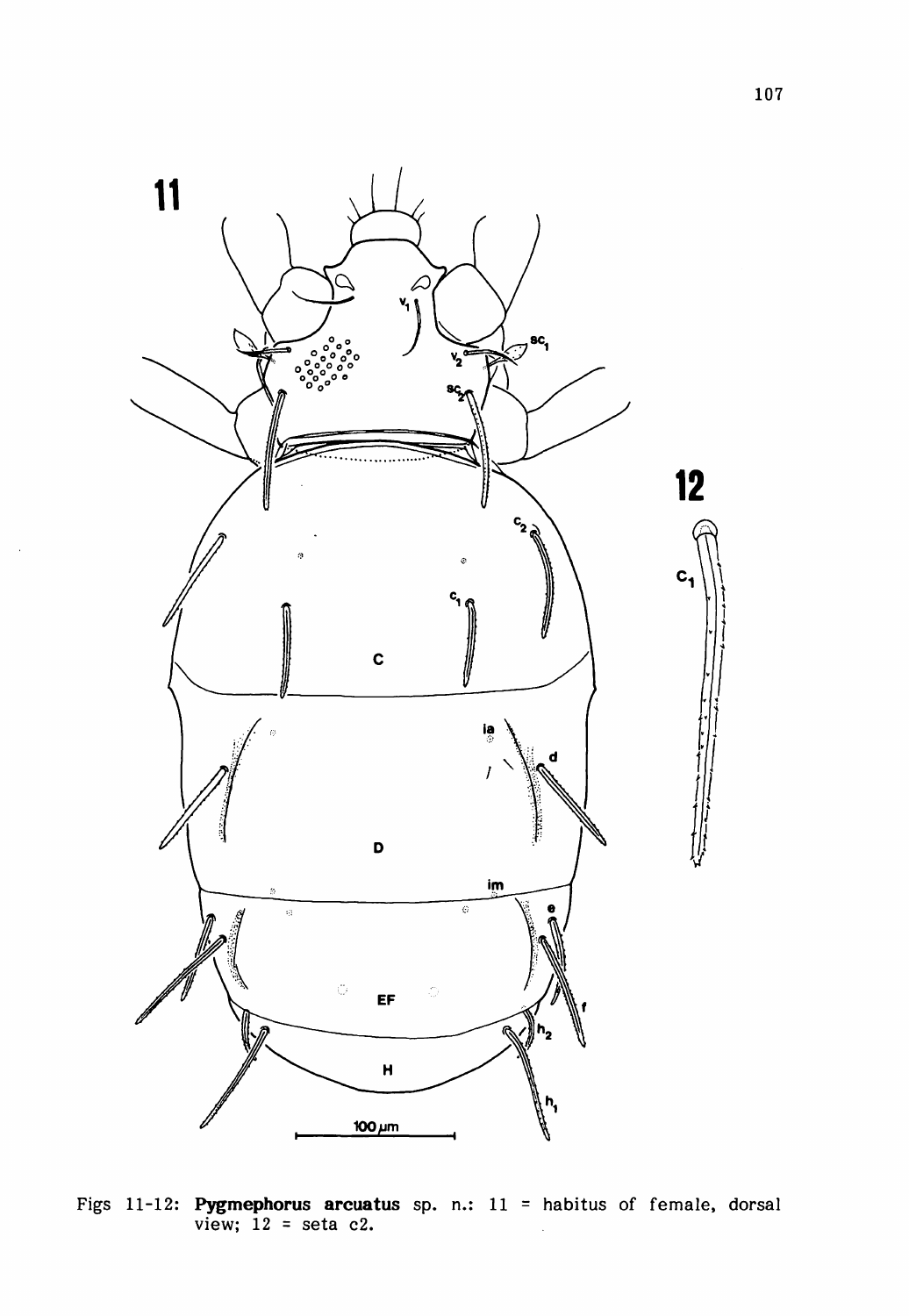Figs 11-12: **Pygmephorus arcuatus** sp. n.: 11 = habitus of female, dorsal view; 12 = seta c2.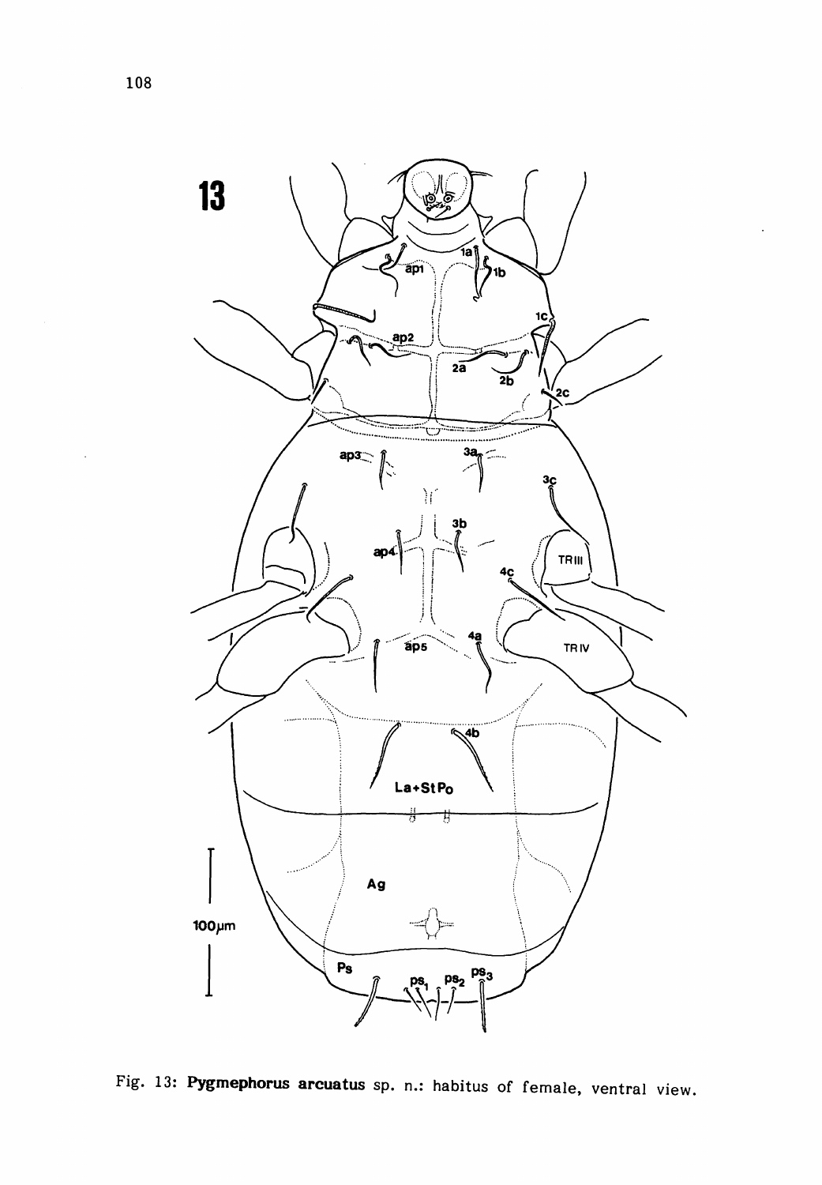Fig. 13: **Pygmephorus arcuatus** sp. n.: habitus of female, ventral view.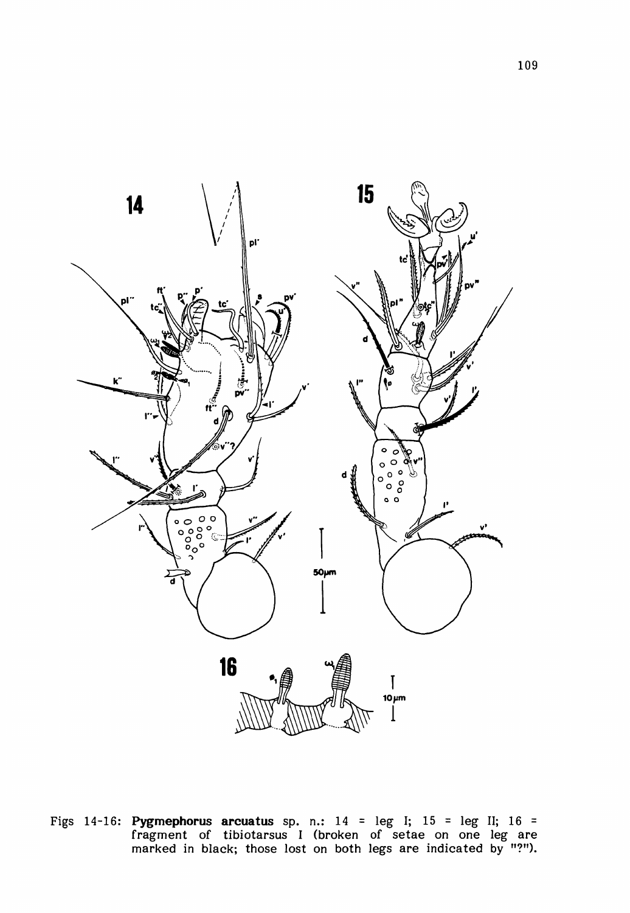Figs 14-16: **Pygmephorus arcuatus** sp. n.: 14 = leg I; 15 = leg II; 16 = fragment of tibiotarsus I (broken of setae on one leg are marked in black; those lost on both legs are indicated by "?").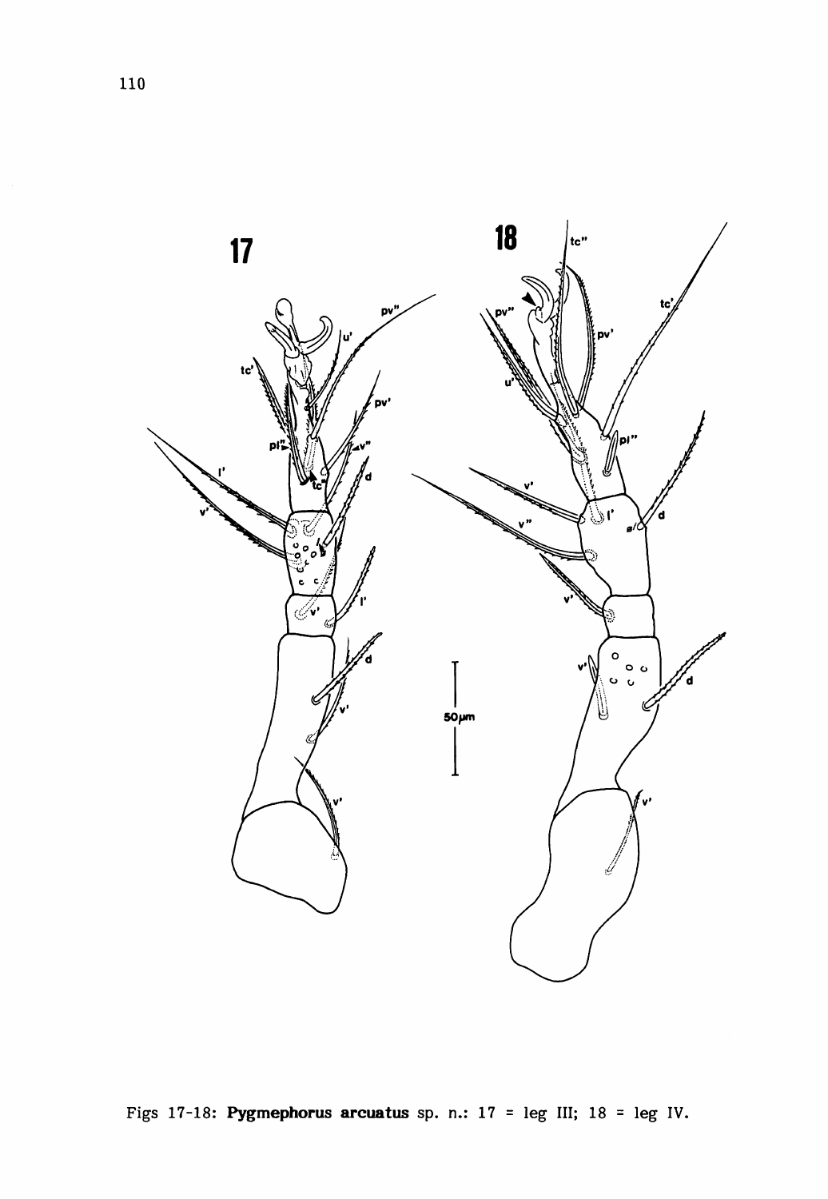Figs 17-18: **Pygmephorus arcuatus** sp. n.: 17 = leg III; 18 = leg IV.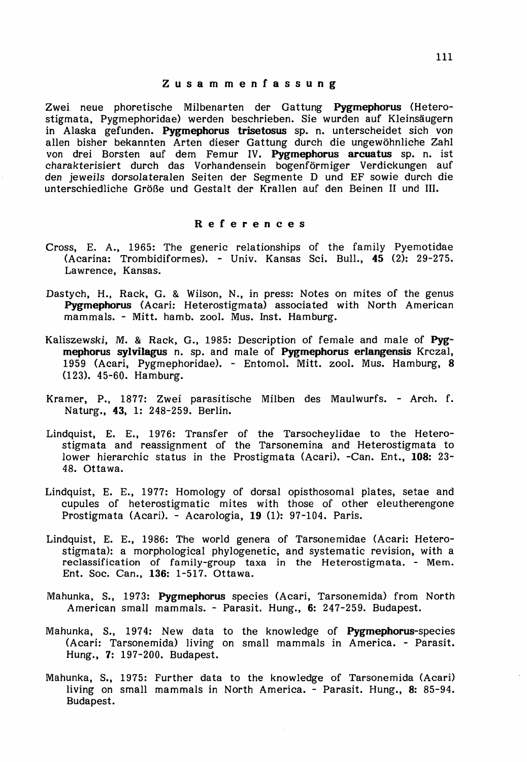## Zusammenfassung

Zwei neue phoretische Milbenarten der Gattung **Pygmephorus** (Heterostigmata, Pygmephoridae) werden beschrieben. Sie wurden auf Kleinsäugern in Alaska gefunden. **Pygmephorus trisetosus** sp. n. unterscheidet sich von allen bisher bekannten Arten dieser Gattung durch die ungewöhnliche Zahl von drei Borsten auf dem Femur IV. **Pygmephorus arcuatus** sp. n. ist charakterisiert durch das Vorhandensein bogenförmiger Verdickungen auf den jeweils dorsolateralen Seiten der Segmente D und EF sowie durch die unterschiedliche Größe und Gestalt der Krallen auf den Beinen II und III.

## References

Cross, E. A., 1965: The generic relationships of the family Pyemotidae (Acarina: Trombidiformes). - Univ. Kansas Sci. Bull., **45** (2): 29-275. Lawrence, Kansas.

Dastych, H., Rack, G. & Wilson, N., in press: Notes on mites of the genus **Pygmephorus** (Acari: Heterostigmata) associated with North American mammals. - Mitt. hamb. zool. Mus. Inst. Hamburg.

Kaliszewski, M. & Rack, G., 1985: Description of female and male of **Pygmephorus sylvilagus** n. sp. and male of **Pygmephorus erlangensis** Krczal, 1959 (Acari, Pygmephoridae). - Entomol. Mitt. zool. Mus. Hamburg, **8** (123). 45-60. Hamburg.

Kramer, P., 1877: Zwei parasitische Milben des Maulwurfs. - Arch. f. Naturg., **43**, 1: 248-259. Berlin.

Lindquist, E. E., 1976: Transfer of the Tarsocheylidae to the Heterostigmata and reassignment of the Tarsonemina and Heterostigmata to lower hierarchic status in the Prostigmata (Acari). -Can. Ent., **108**: 23-48. Ottawa.

Lindquist, E. E., 1977: Homology of dorsal opisthosomal plates, setae and cupules of heterostigmatic mites with those of other eleutherengone Prostigmata (Acari). - Acarologia, **19** (1): 97-104. Paris.

Lindquist, E. E., 1986: The world genera of Tarsonemidae (Acari: Heterostigmata): a morphological phylogenetic, and systematic revision, with a reclassification of family-group taxa in the Heterostigmata. - Mem. Ent. Soc. Can., **136**: 1-517. Ottawa.

Mahunka, S., 1973: **Pygmephorus** species (Acari, Tarsonemida) from North American small mammals. - Parasit. Hung., **6**: 247-259. Budapest.

Mahunka, S., 1974: New data to the knowledge of **Pygmephorus**-species (Acari: Tarsonemida) living on small mammals in America. - Parasit. Hung., **7**: 197-200. Budapest.

Mahunka, S., 1975: Further data to the knowledge of Tarsonemida (Acari) living on small mammals in North America. - Parasit. Hung., **8**: 85-94. Budapest.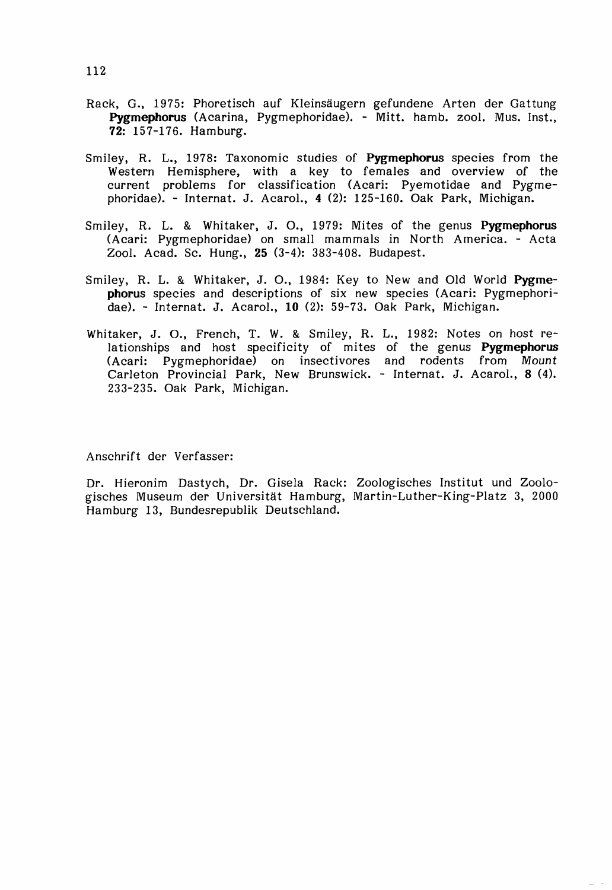Rack, G., 1975: Phoretisch auf Kleinsäugern gefundene Arten der Gattung **Pygmephorus** (Acarina, Pygmephoridae). - Mitt. hamb. zool. Mus. Inst., **72**: 157-176. Hamburg.

Smiley, R. L., 1978: Taxonomic studies of **Pygmephorus** species from the Western Hemisphere, with a key to females and overview of the current problems for classification (Acari: Pyemotidae and Pygmephoridae). - Internat. J. Acarol., **4** (2): 125-160. Oak Park, Michigan.

Smiley, R. L. & Whitaker, J. O., 1979: Mites of the genus **Pygmephorus** (Acari: Pygmephoridae) on small mammals in North America. - Acta Zool. Acad. Sc. Hung., **25** (3-4): 383-408. Budapest.

Smiley, R. L. & Whitaker, J. O., 1984: Key to New and Old World **Pygmephorus** species and descriptions of six new species (Acari: Pygmephoridae). - Internat. J. Acarol., **10** (2): 59-73. Oak Park, Michigan.

Whitaker, J. O., French, T. W. & Smiley, R. L., 1982: Notes on host relationships and host specificity of mites of the genus **Pygmephorus** (Acari: Pygmephoridae) on insectivores and rodents from *Mount* Carleton Provincial Park, New Brunswick. - Internat. J. Acarol., **8** (4). 233-235. Oak Park, Michigan.

Anschrift der Verfasser:

Dr. Hieronim Dastych, Dr. Gisela Rack: Zoologisches Institut und Zoologisches Museum der Universität Hamburg, Martin-Luther-King-Platz 3, 2000 Hamburg 13, Bundesrepublik Deutschland.